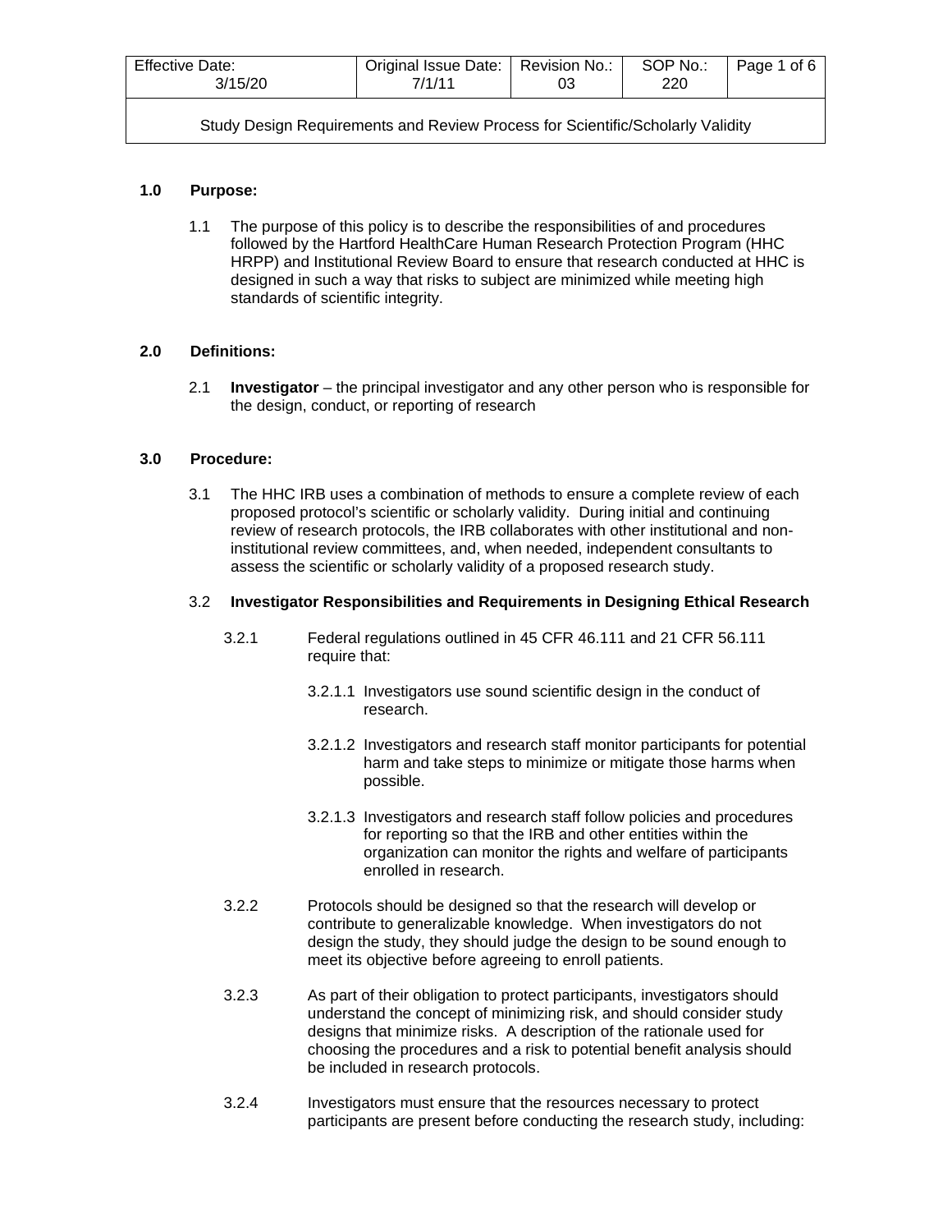| Effective Date: 3/15/20 | Original Issue Date: 7/1/11 | Revision No.: 03 | SOP No.: 220 | Page 1 of 6 |
|---|---|---|---|---|

Study Design Requirements and Review Process for Scientific/Scholarly Validity

## 1.0 Purpose:

1.1 The purpose of this policy is to describe the responsibilities of and procedures followed by the Hartford HealthCare Human Research Protection Program (HHC HRPP) and Institutional Review Board to ensure that research conducted at HHC is designed in such a way that risks to subject are minimized while meeting high standards of scientific integrity.

## 2.0 Definitions:

2.1 **Investigator** – the principal investigator and any other person who is responsible for the design, conduct, or reporting of research

## 3.0 Procedure:

3.1 The HHC IRB uses a combination of methods to ensure a complete review of each proposed protocol's scientific or scholarly validity. During initial and continuing review of research protocols, the IRB collaborates with other institutional and non-institutional review committees, and, when needed, independent consultants to assess the scientific or scholarly validity of a proposed research study.

3.2 **Investigator Responsibilities and Requirements in Designing Ethical Research**

3.2.1 Federal regulations outlined in 45 CFR 46.111 and 21 CFR 56.111 require that:

3.2.1.1 Investigators use sound scientific design in the conduct of research.

3.2.1.2 Investigators and research staff monitor participants for potential harm and take steps to minimize or mitigate those harms when possible.

3.2.1.3 Investigators and research staff follow policies and procedures for reporting so that the IRB and other entities within the organization can monitor the rights and welfare of participants enrolled in research.

3.2.2 Protocols should be designed so that the research will develop or contribute to generalizable knowledge. When investigators do not design the study, they should judge the design to be sound enough to meet its objective before agreeing to enroll patients.

3.2.3 As part of their obligation to protect participants, investigators should understand the concept of minimizing risk, and should consider study designs that minimize risks. A description of the rationale used for choosing the procedures and a risk to potential benefit analysis should be included in research protocols.

3.2.4 Investigators must ensure that the resources necessary to protect participants are present before conducting the research study, including: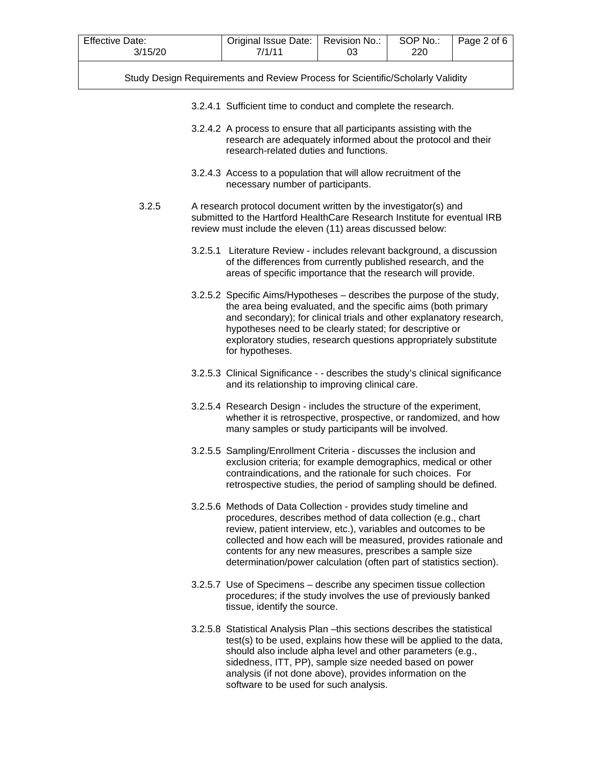3.2.4.1 Sufficient time to conduct and complete the research.

3.2.4.2 A process to ensure that all participants assisting with the research are adequately informed about the protocol and their research-related duties and functions.

3.2.4.3 Access to a population that will allow recruitment of the necessary number of participants.

3.2.5 A research protocol document written by the investigator(s) and submitted to the Hartford HealthCare Research Institute for eventual IRB review must include the eleven (11) areas discussed below:

3.2.5.1 Literature Review - includes relevant background, a discussion of the differences from currently published research, and the areas of specific importance that the research will provide.

3.2.5.2 Specific Aims/Hypotheses – describes the purpose of the study, the area being evaluated, and the specific aims (both primary and secondary); for clinical trials and other explanatory research, hypotheses need to be clearly stated; for descriptive or exploratory studies, research questions appropriately substitute for hypotheses.

3.2.5.3 Clinical Significance - - describes the study's clinical significance and its relationship to improving clinical care.

3.2.5.4 Research Design - includes the structure of the experiment, whether it is retrospective, prospective, or randomized, and how many samples or study participants will be involved.

3.2.5.5 Sampling/Enrollment Criteria - discusses the inclusion and exclusion criteria; for example demographics, medical or other contraindications, and the rationale for such choices. For retrospective studies, the period of sampling should be defined.

3.2.5.6 Methods of Data Collection - provides study timeline and procedures, describes method of data collection (e.g., chart review, patient interview, etc.), variables and outcomes to be collected and how each will be measured, provides rationale and contents for any new measures, prescribes a sample size determination/power calculation (often part of statistics section).

3.2.5.7 Use of Specimens – describe any specimen tissue collection procedures; if the study involves the use of previously banked tissue, identify the source.

3.2.5.8 Statistical Analysis Plan –this sections describes the statistical test(s) to be used, explains how these will be applied to the data, should also include alpha level and other parameters (e.g., sidedness, ITT, PP), sample size needed based on power analysis (if not done above), provides information on the software to be used for such analysis.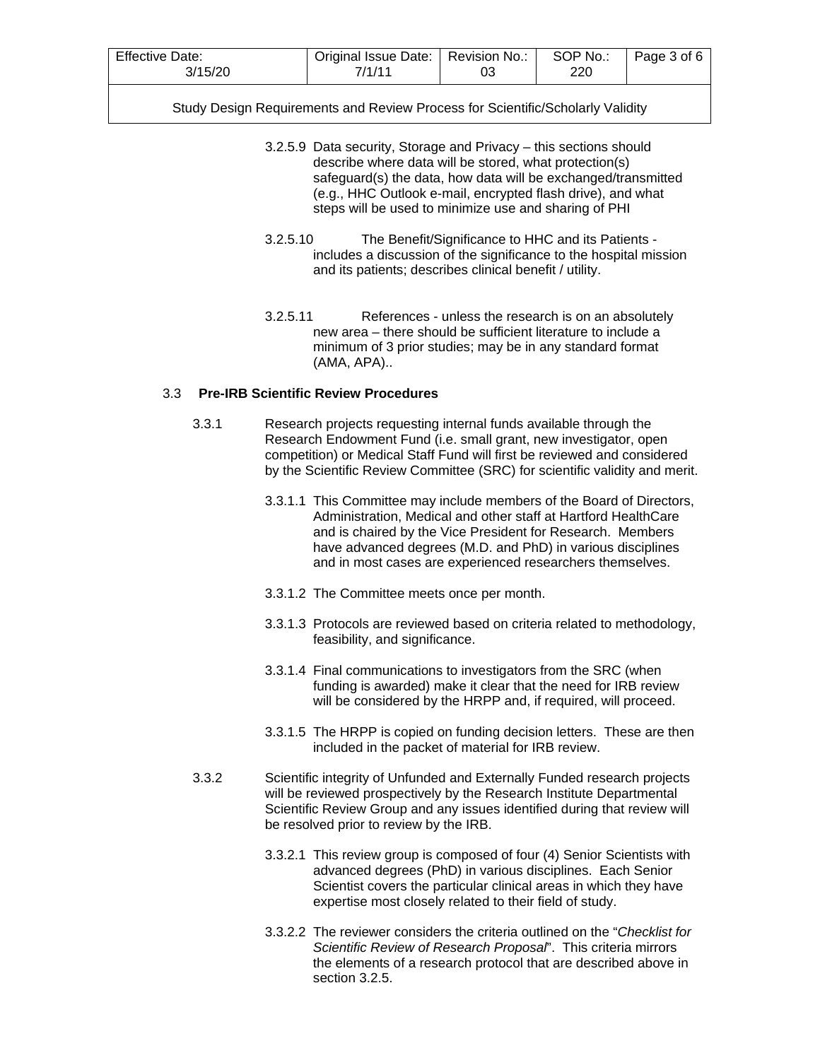3.2.5.9 Data security, Storage and Privacy – this sections should describe where data will be stored, what protection(s) safeguard(s) the data, how data will be exchanged/transmitted (e.g., HHC Outlook e-mail, encrypted flash drive), and what steps will be used to minimize use and sharing of PHI

3.2.5.10 The Benefit/Significance to HHC and its Patients - includes a discussion of the significance to the hospital mission and its patients; describes clinical benefit / utility.

3.2.5.11 References - unless the research is on an absolutely new area – there should be sufficient literature to include a minimum of 3 prior studies; may be in any standard format (AMA, APA)..

### 3.3 Pre-IRB Scientific Review Procedures

3.3.1 Research projects requesting internal funds available through the Research Endowment Fund (i.e. small grant, new investigator, open competition) or Medical Staff Fund will first be reviewed and considered by the Scientific Review Committee (SRC) for scientific validity and merit.

3.3.1.1 This Committee may include members of the Board of Directors, Administration, Medical and other staff at Hartford HealthCare and is chaired by the Vice President for Research. Members have advanced degrees (M.D. and PhD) in various disciplines and in most cases are experienced researchers themselves.

3.3.1.2 The Committee meets once per month.

3.3.1.3 Protocols are reviewed based on criteria related to methodology, feasibility, and significance.

3.3.1.4 Final communications to investigators from the SRC (when funding is awarded) make it clear that the need for IRB review will be considered by the HRPP and, if required, will proceed.

3.3.1.5 The HRPP is copied on funding decision letters. These are then included in the packet of material for IRB review.

3.3.2 Scientific integrity of Unfunded and Externally Funded research projects will be reviewed prospectively by the Research Institute Departmental Scientific Review Group and any issues identified during that review will be resolved prior to review by the IRB.

3.3.2.1 This review group is composed of four (4) Senior Scientists with advanced degrees (PhD) in various disciplines. Each Senior Scientist covers the particular clinical areas in which they have expertise most closely related to their field of study.

3.3.2.2 The reviewer considers the criteria outlined on the "*Checklist for Scientific Review of Research Proposal*". This criteria mirrors the elements of a research protocol that are described above in section 3.2.5.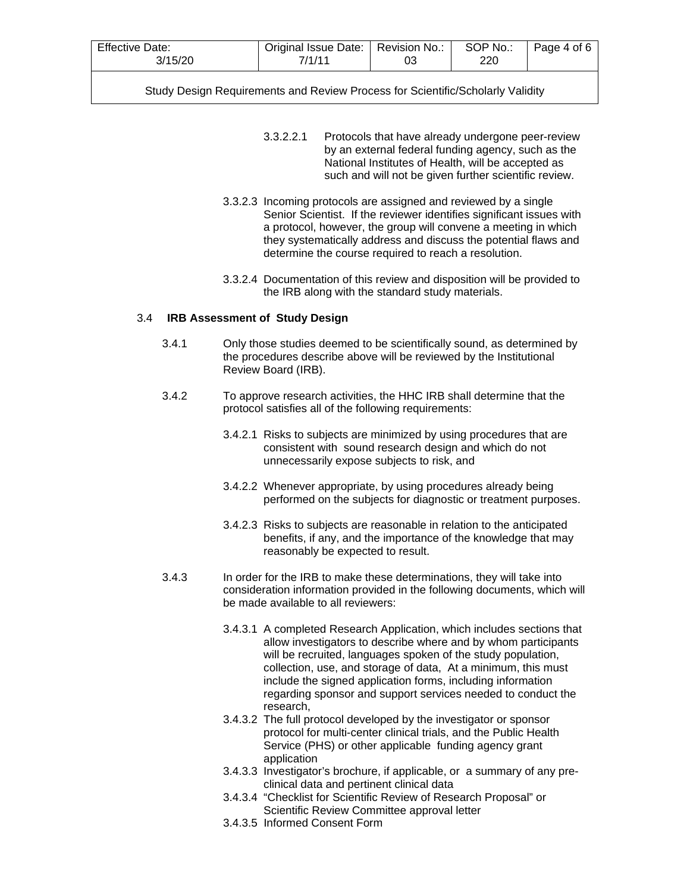3.3.2.2.1 Protocols that have already undergone peer-review by an external federal funding agency, such as the National Institutes of Health, will be accepted as such and will not be given further scientific review.

3.3.2.3 Incoming protocols are assigned and reviewed by a single Senior Scientist. If the reviewer identifies significant issues with a protocol, however, the group will convene a meeting in which they systematically address and discuss the potential flaws and determine the course required to reach a resolution.

3.3.2.4 Documentation of this review and disposition will be provided to the IRB along with the standard study materials.

## 3.4 IRB Assessment of Study Design

3.4.1 Only those studies deemed to be scientifically sound, as determined by the procedures describe above will be reviewed by the Institutional Review Board (IRB).

3.4.2 To approve research activities, the HHC IRB shall determine that the protocol satisfies all of the following requirements:

3.4.2.1 Risks to subjects are minimized by using procedures that are consistent with sound research design and which do not unnecessarily expose subjects to risk, and

3.4.2.2 Whenever appropriate, by using procedures already being performed on the subjects for diagnostic or treatment purposes.

3.4.2.3 Risks to subjects are reasonable in relation to the anticipated benefits, if any, and the importance of the knowledge that may reasonably be expected to result.

3.4.3 In order for the IRB to make these determinations, they will take into consideration information provided in the following documents, which will be made available to all reviewers:

3.4.3.1 A completed Research Application, which includes sections that allow investigators to describe where and by whom participants will be recruited, languages spoken of the study population, collection, use, and storage of data, At a minimum, this must include the signed application forms, including information regarding sponsor and support services needed to conduct the research,

3.4.3.2 The full protocol developed by the investigator or sponsor protocol for multi-center clinical trials, and the Public Health Service (PHS) or other applicable funding agency grant application

3.4.3.3 Investigator's brochure, if applicable, or a summary of any pre-clinical data and pertinent clinical data

3.4.3.4 "Checklist for Scientific Review of Research Proposal" or Scientific Review Committee approval letter

3.4.3.5 Informed Consent Form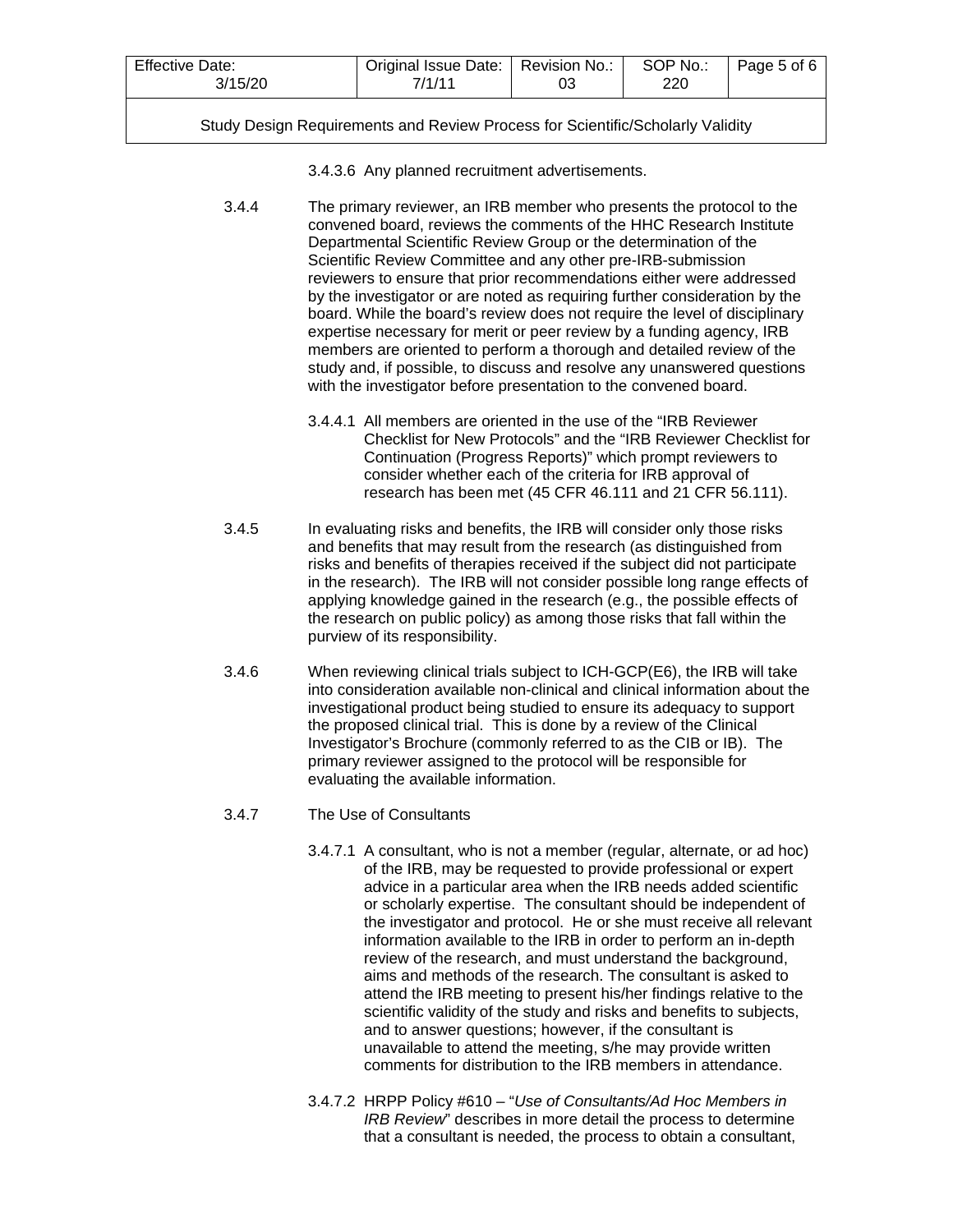3.4.3.6 Any planned recruitment advertisements.

3.4.4 The primary reviewer, an IRB member who presents the protocol to the convened board, reviews the comments of the HHC Research Institute Departmental Scientific Review Group or the determination of the Scientific Review Committee and any other pre-IRB-submission reviewers to ensure that prior recommendations either were addressed by the investigator or are noted as requiring further consideration by the board. While the board's review does not require the level of disciplinary expertise necessary for merit or peer review by a funding agency, IRB members are oriented to perform a thorough and detailed review of the study and, if possible, to discuss and resolve any unanswered questions with the investigator before presentation to the convened board.

3.4.4.1 All members are oriented in the use of the "IRB Reviewer Checklist for New Protocols" and the "IRB Reviewer Checklist for Continuation (Progress Reports)" which prompt reviewers to consider whether each of the criteria for IRB approval of research has been met (45 CFR 46.111 and 21 CFR 56.111).

3.4.5 In evaluating risks and benefits, the IRB will consider only those risks and benefits that may result from the research (as distinguished from risks and benefits of therapies received if the subject did not participate in the research). The IRB will not consider possible long range effects of applying knowledge gained in the research (e.g., the possible effects of the research on public policy) as among those risks that fall within the purview of its responsibility.

3.4.6 When reviewing clinical trials subject to ICH-GCP(E6), the IRB will take into consideration available non-clinical and clinical information about the investigational product being studied to ensure its adequacy to support the proposed clinical trial. This is done by a review of the Clinical Investigator's Brochure (commonly referred to as the CIB or IB). The primary reviewer assigned to the protocol will be responsible for evaluating the available information.

3.4.7 The Use of Consultants

3.4.7.1 A consultant, who is not a member (regular, alternate, or ad hoc) of the IRB, may be requested to provide professional or expert advice in a particular area when the IRB needs added scientific or scholarly expertise. The consultant should be independent of the investigator and protocol. He or she must receive all relevant information available to the IRB in order to perform an in-depth review of the research, and must understand the background, aims and methods of the research. The consultant is asked to attend the IRB meeting to present his/her findings relative to the scientific validity of the study and risks and benefits to subjects, and to answer questions; however, if the consultant is unavailable to attend the meeting, s/he may provide written comments for distribution to the IRB members in attendance.

3.4.7.2 HRPP Policy #610 – "*Use of Consultants/Ad Hoc Members in IRB Review*" describes in more detail the process to determine that a consultant is needed, the process to obtain a consultant,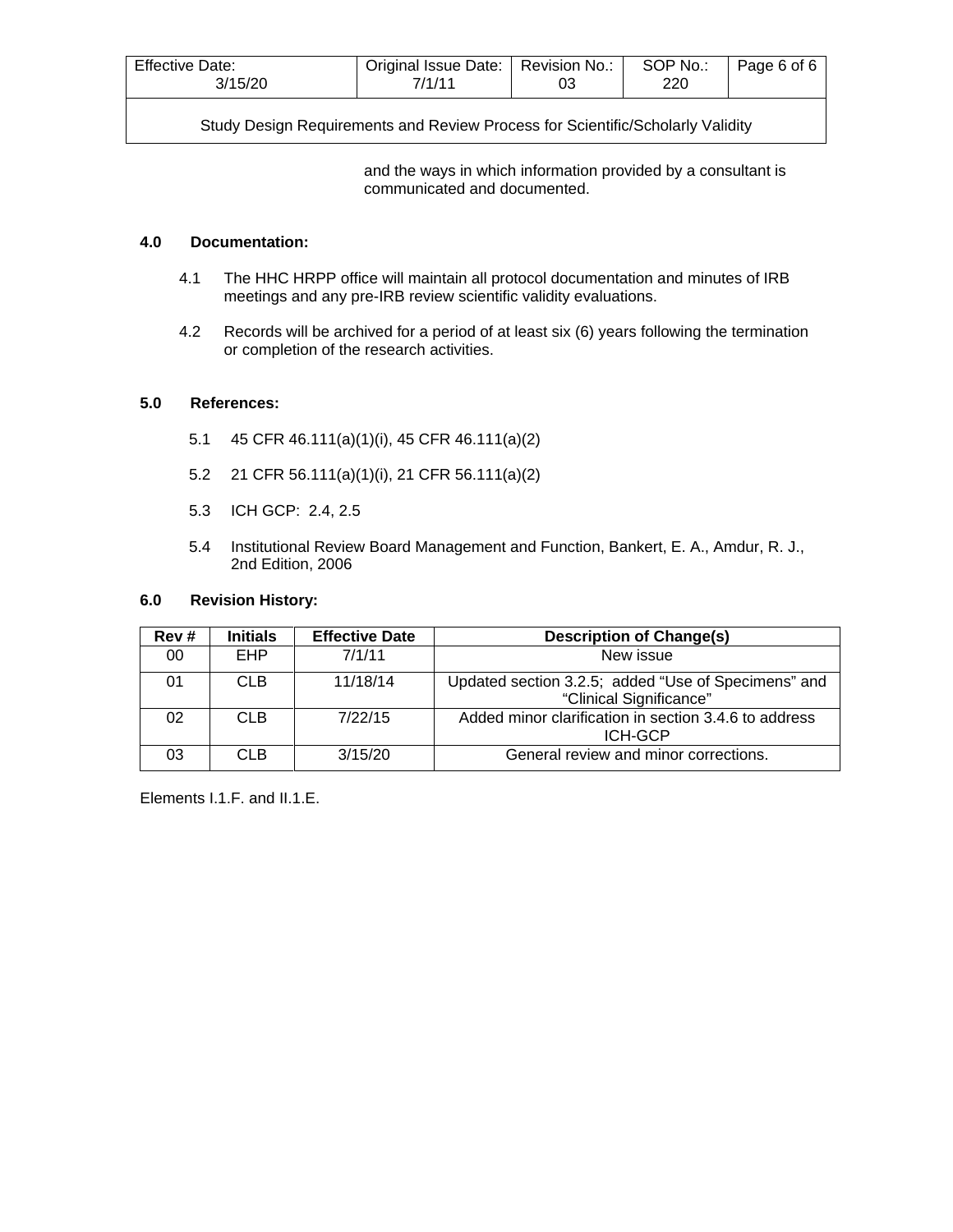and the ways in which information provided by a consultant is communicated and documented.

**4.0 Documentation:**

4.1 The HHC HRPP office will maintain all protocol documentation and minutes of IRB meetings and any pre-IRB review scientific validity evaluations.

4.2 Records will be archived for a period of at least six (6) years following the termination or completion of the research activities.

**5.0 References:**

5.1 45 CFR 46.111(a)(1)(i), 45 CFR 46.111(a)(2)

5.2 21 CFR 56.111(a)(1)(i), 21 CFR 56.111(a)(2)

5.3 ICH GCP: 2.4, 2.5

5.4 Institutional Review Board Management and Function, Bankert, E. A., Amdur, R. J., 2nd Edition, 2006

**6.0 Revision History:**

| Rev # | Initials | Effective Date | Description of Change(s) |
|---|---|---|---|
| 00 | EHP | 7/1/11 | New issue |
| 01 | CLB | 11/18/14 | Updated section 3.2.5; added "Use of Specimens" and "Clinical Significance" |
| 02 | CLB | 7/22/15 | Added minor clarification in section 3.4.6 to address ICH-GCP |
| 03 | CLB | 3/15/20 | General review and minor corrections. |

Elements I.1.F. and II.1.E.